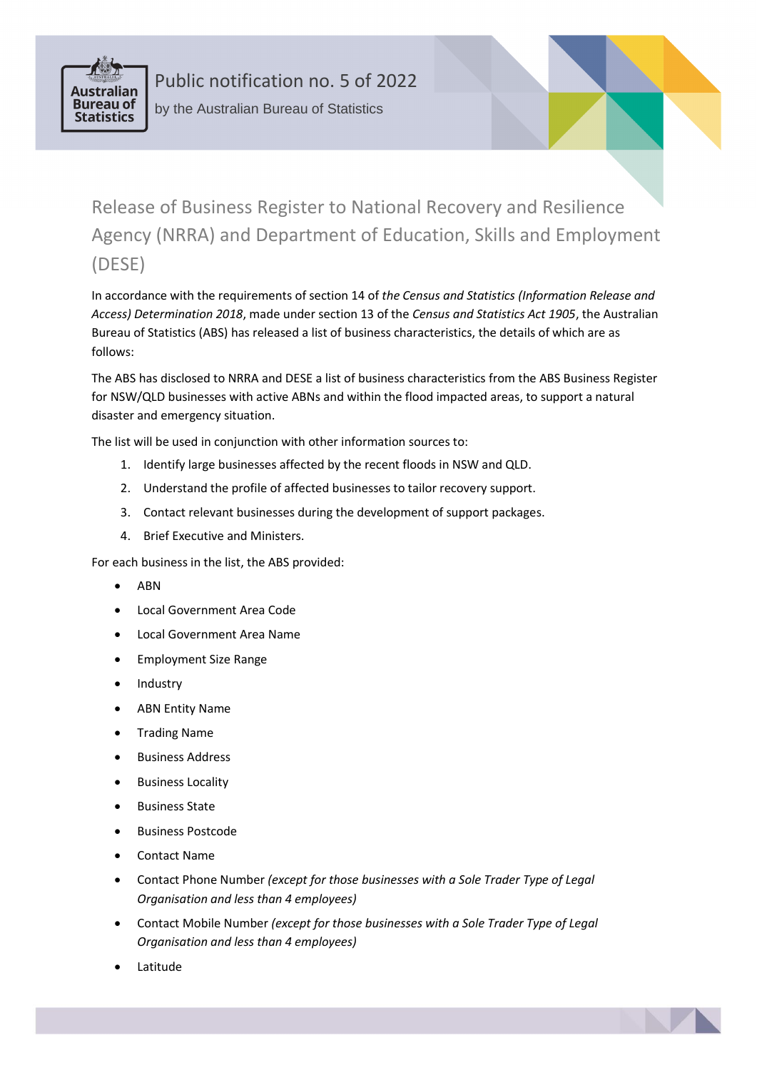# Public notification no. 5 of 2022

by the Australian Bureau of Statistics

## Release of Business Register to National Recovery and Resilience Agency (NRRA) and Department of Education, Skills and Employment (DESE)

In accordance with the requirements of section 14 of *the Census and Statistics (Information Release and Access) Determination 2018*, made under section 13 of the *Census and Statistics Act 1905*, the Australian Bureau of Statistics (ABS) has released a list of business characteristics, the details of which are as follows:

The ABS has disclosed to NRRA and DESE a list of business characteristics from the ABS Business Register for NSW/QLD businesses with active ABNs and within the flood impacted areas, to support a natural disaster and emergency situation.

The list will be used in conjunction with other information sources to:

1. Identify large businesses affected by the recent floods in NSW and QLD.
2. Understand the profile of affected businesses to tailor recovery support.
3. Contact relevant businesses during the development of support packages.
4. Brief Executive and Ministers.

For each business in the list, the ABS provided:

- ABN
- Local Government Area Code
- Local Government Area Name
- Employment Size Range
- Industry
- ABN Entity Name
- Trading Name
- Business Address
- Business Locality
- Business State
- Business Postcode
- Contact Name
- Contact Phone Number *(except for those businesses with a Sole Trader Type of Legal Organisation and less than 4 employees)*
- Contact Mobile Number *(except for those businesses with a Sole Trader Type of Legal Organisation and less than 4 employees)*
- Latitude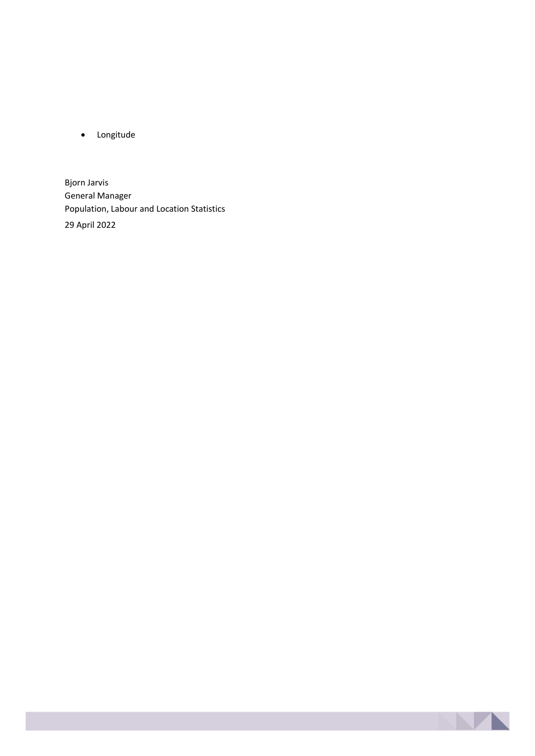- Longitude

Bjorn Jarvis
General Manager
Population, Labour and Location Statistics
29 April 2022